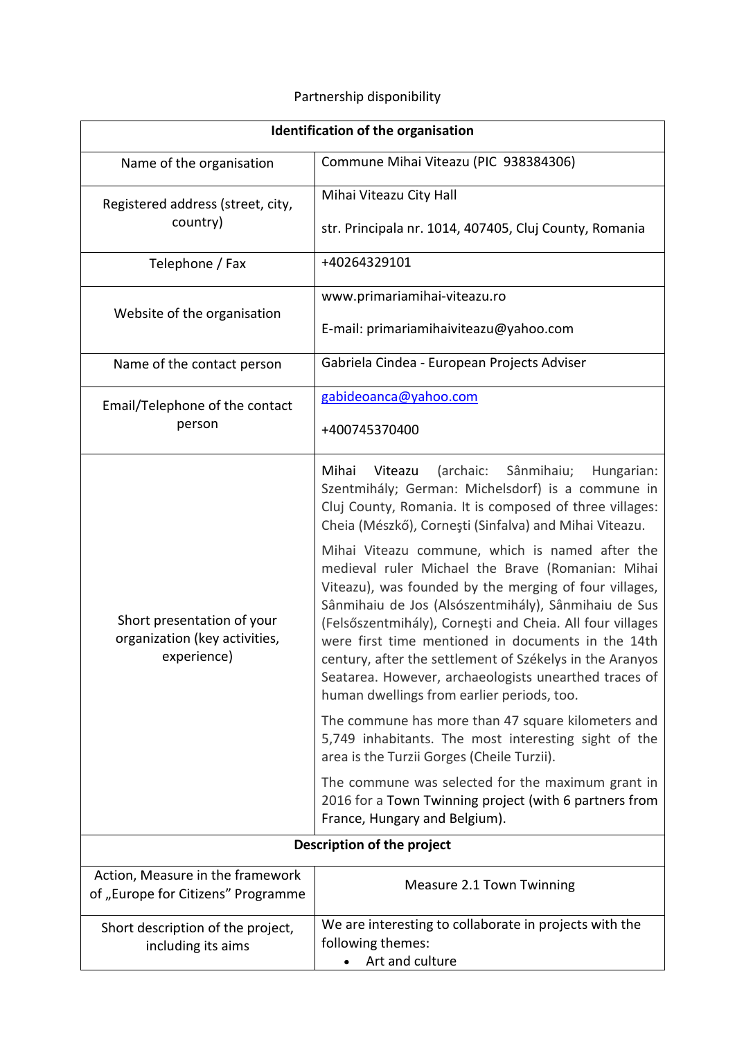Partnership disponibility

| Identification of the organisation | |
|---|---|
| Name of the organisation | Commune Mihai Viteazu (PIC  938384306) |
| Registered address (street, city, country) | Mihai Viteazu City Hall<br><br>str. Principala nr. 1014, 407405, Cluj County, Romania |
| Telephone / Fax | +40264329101 |
| Website of the organisation | www.primariamihai-viteazu.ro<br><br>E-mail: primariamihaiviteazu@yahoo.com |
| Name of the contact person | Gabriela Cindea - European Projects Adviser |
| Email/Telephone of the contact person | gabideoanca@yahoo.com<br><br>+400745370400 |
| Short presentation of your organization (key activities, experience) | Mihai Viteazu (archaic: Sânmihaiu; Hungarian: Szentmihály; German: Michelsdorf) is a commune in Cluj County, Romania. It is composed of three villages: Cheia (Mészkő), Corneşti (Sinfalva) and Mihai Viteazu.<br><br>Mihai Viteazu commune, which is named after the medieval ruler Michael the Brave (Romanian: Mihai Viteazu), was founded by the merging of four villages, Sânmihaiu de Jos (Alsószentmihály), Sânmihaiu de Sus (Felsőszentmihály), Corneşti and Cheia. All four villages were first time mentioned in documents in the 14th century, after the settlement of Székelys in the Aranyos Seatarea. However, archaeologists unearthed traces of human dwellings from earlier periods, too.<br><br>The commune has more than 47 square kilometers and 5,749 inhabitants. The most interesting sight of the area is the Turzii Gorges (Cheile Turzii).<br><br>The commune was selected for the maximum grant in 2016 for a Town Twinning project (with 6 partners from France, Hungary and Belgium). |
| **Description of the project** | |
| Action, Measure in the framework of „Europe for Citizens" Programme | Measure 2.1 Town Twinning |
| Short description of the project, including its aims | We are interesting to collaborate in projects with the following themes:<br>• Art and culture |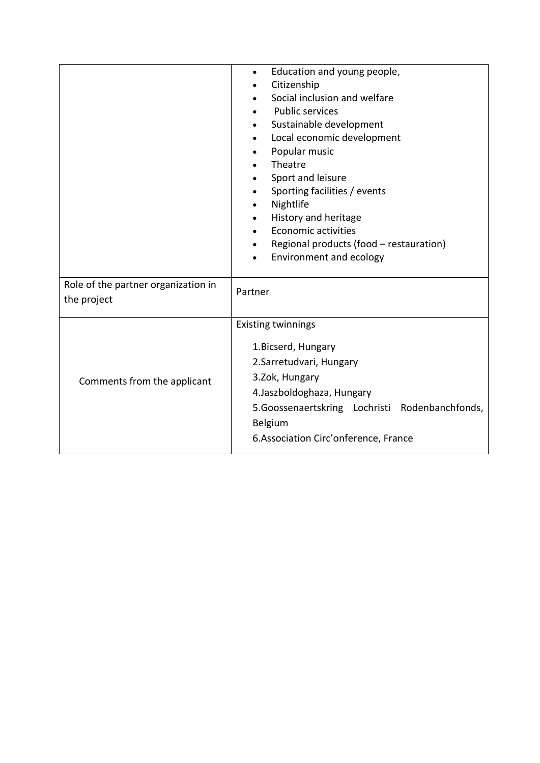| | |
|---|---|
| | • Education and young people,<br>• Citizenship<br>• Social inclusion and welfare<br>• Public services<br>• Sustainable development<br>• Local economic development<br>• Popular music<br>• Theatre<br>• Sport and leisure<br>• Sporting facilities / events<br>• Nightlife<br>• History and heritage<br>• Economic activities<br>• Regional products (food – restauration)<br>• Environment and ecology |
| Role of the partner organization in the project | Partner |
| Comments from the applicant | Existing twinnings<br><br>1.Bicserd, Hungary<br>2.Sarretudvari, Hungary<br>3.Zok, Hungary<br>4.Jaszboldoghaza, Hungary<br>5.Goossenaertskring Lochristi Rodenbanchfonds, Belgium<br>6.Association Circ'onference, France |